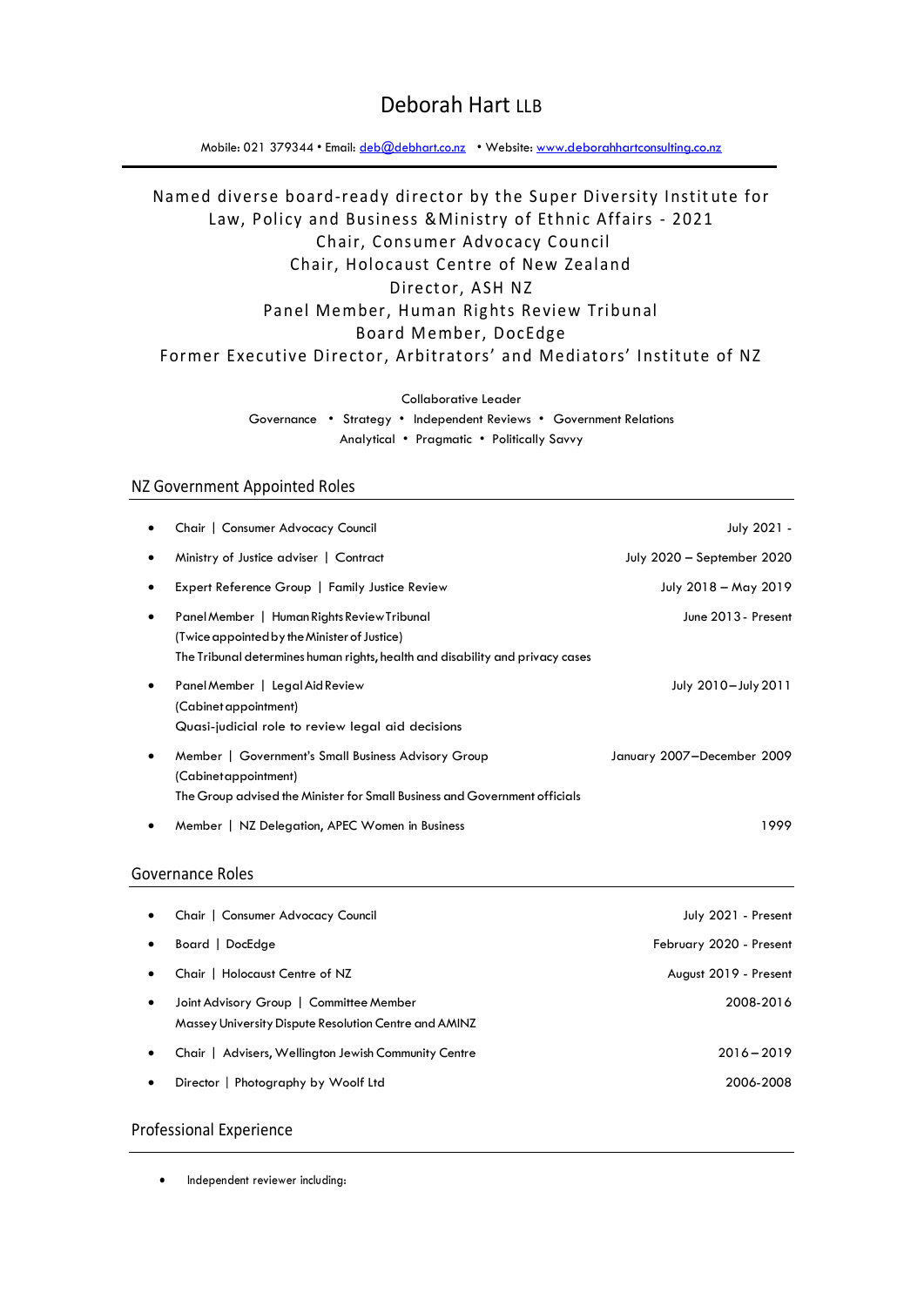# Deborah Hart LLB

Mobile: 021 379344 • Email: [deb@debhart.co.nz](mailto:deb@debhart.co.nz) • Website: [www.deborahhartconsulting.co.nz](http://www.deborahhartconsulting.co.nz)

Named diverse board-ready director by the Super Diversity Institute for Law, Policy and Business &Ministry of Ethnic Affairs - 2021
Chair, Consumer Advocacy Council
Chair, Holocaust Centre of New Zealand
Director, ASH NZ
Panel Member, Human Rights Review Tribunal
Board Member, DocEdge
Former Executive Director, Arbitrators' and Mediators' Institute of NZ

Collaborative Leader
Governance • Strategy • Independent Reviews • Government Relations
Analytical • Pragmatic • Politically Savvy

## NZ Government Appointed Roles

- Chair | Consumer Advocacy Council — July 2021 -
- Ministry of Justice adviser | Contract — July 2020 – September 2020
- Expert Reference Group | Family Justice Review — July 2018 – May 2019
- Panel Member | Human Rights Review Tribunal — June 2013 - Present
  (Twice appointed by the Minister of Justice)
  The Tribunal determines human rights, health and disability and privacy cases
- Panel Member | Legal Aid Review — July 2010 – July 2011
  (Cabinet appointment)
  Quasi-judicial role to review legal aid decisions
- Member | Government's Small Business Advisory Group — January 2007 – December 2009
  (Cabinet appointment)
  The Group advised the Minister for Small Business and Government officials
- Member | NZ Delegation, APEC Women in Business — 1999

## Governance Roles

- Chair | Consumer Advocacy Council — July 2021 - Present
- Board | DocEdge — February 2020 - Present
- Chair | Holocaust Centre of NZ — August 2019 - Present
- Joint Advisory Group | Committee Member — 2008-2016
  Massey University Dispute Resolution Centre and AMINZ
- Chair | Advisers, Wellington Jewish Community Centre — 2016 – 2019
- Director | Photography by Woolf Ltd — 2006-2008

## Professional Experience

- Independent reviewer including: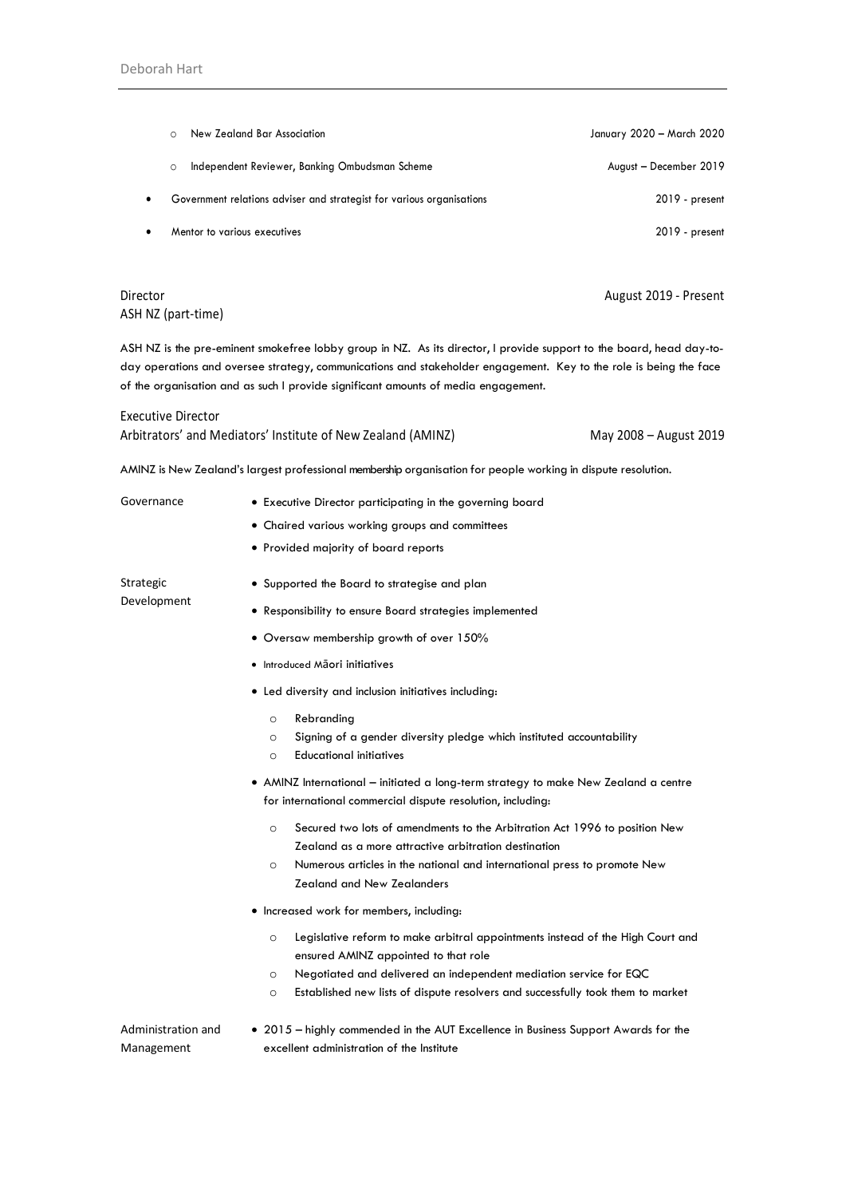- New Zealand Bar Association — January 2020 – March 2020
- Independent Reviewer, Banking Ombudsman Scheme — August – December 2019

- Government relations adviser and strategist for various organisations — 2019 - present
- Mentor to various executives — 2019 - present

### Director
ASH NZ (part-time) — August 2019 - Present

ASH NZ is the pre-eminent smokefree lobby group in NZ. As its director, I provide support to the board, head day-to-day operations and oversee strategy, communications and stakeholder engagement. Key to the role is being the face of the organisation and as such I provide significant amounts of media engagement.

### Executive Director
Arbitrators' and Mediators' Institute of New Zealand (AMINZ) — May 2008 – August 2019

AMINZ is New Zealand's largest professional membership organisation for people working in dispute resolution.

**Governance**

- Executive Director participating in the governing board
- Chaired various working groups and committees
- Provided majority of board reports

**Strategic Development**

- Supported the Board to strategise and plan
- Responsibility to ensure Board strategies implemented
- Oversaw membership growth of over 150%
- Introduced Māori initiatives
- Led diversity and inclusion initiatives including:
  - Rebranding
  - Signing of a gender diversity pledge which instituted accountability
  - Educational initiatives
- AMINZ International – initiated a long-term strategy to make New Zealand a centre for international commercial dispute resolution, including:
  - Secured two lots of amendments to the Arbitration Act 1996 to position New Zealand as a more attractive arbitration destination
  - Numerous articles in the national and international press to promote New Zealand and New Zealanders
- Increased work for members, including:
  - Legislative reform to make arbitral appointments instead of the High Court and ensured AMINZ appointed to that role
  - Negotiated and delivered an independent mediation service for EQC
  - Established new lists of dispute resolvers and successfully took them to market

**Administration and Management**

- 2015 – highly commended in the AUT Excellence in Business Support Awards for the excellent administration of the Institute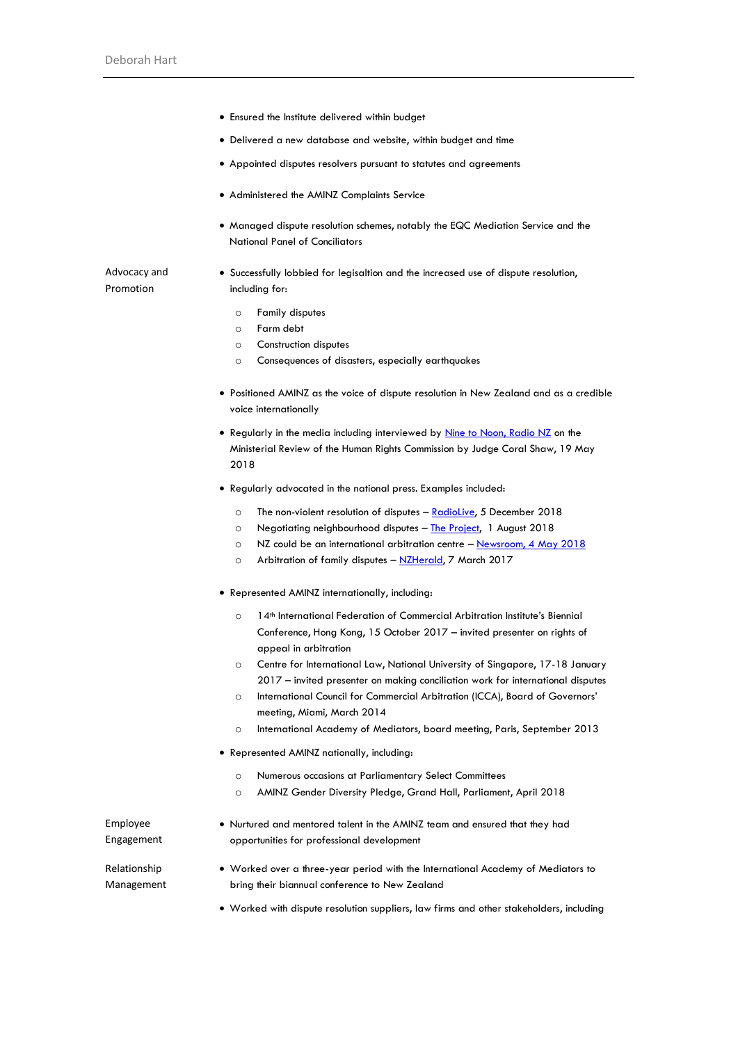- Ensured the Institute delivered within budget
- Delivered a new database and website, within budget and time
- Appointed disputes resolvers pursuant to statutes and agreements
- Administered the AMINZ Complaints Service
- Managed dispute resolution schemes, notably the EQC Mediation Service and the National Panel of Conciliators

**Advocacy and Promotion**

- Successfully lobbied for legisaltion and the increased use of dispute resolution, including for:
    - Family disputes
    - Farm debt
    - Construction disputes
    - Consequences of disasters, especially earthquakes
- Positioned AMINZ as the voice of dispute resolution in New Zealand and as a credible voice internationally
- Regularly in the media including interviewed by Nine to Noon, Radio NZ on the Ministerial Review of the Human Rights Commission by Judge Coral Shaw, 19 May 2018
- Regularly advocated in the national press. Examples included:
    - The non-violent resolution of disputes – RadioLive, 5 December 2018
    - Negotiating neighbourhood disputes – The Project, 1 August 2018
    - NZ could be an international arbitration centre – Newsroom, 4 May 2018
    - Arbitration of family disputes – NZHerald, 7 March 2017
- Represented AMINZ internationally, including:
    - 14th International Federation of Commercial Arbitration Institute's Biennial Conference, Hong Kong, 15 October 2017 – invited presenter on rights of appeal in arbitration
    - Centre for International Law, National University of Singapore, 17-18 January 2017 – invited presenter on making conciliation work for international disputes
    - International Council for Commercial Arbitration (ICCA), Board of Governors' meeting, Miami, March 2014
    - International Academy of Mediators, board meeting, Paris, September 2013
- Represented AMINZ nationally, including:
    - Numerous occasions at Parliamentary Select Committees
    - AMINZ Gender Diversity Pledge, Grand Hall, Parliament, April 2018

**Employee Engagement**

- Nurtured and mentored talent in the AMINZ team and ensured that they had opportunities for professional development

**Relationship Management**

- Worked over a three-year period with the International Academy of Mediators to bring their biannual conference to New Zealand
- Worked with dispute resolution suppliers, law firms and other stakeholders, including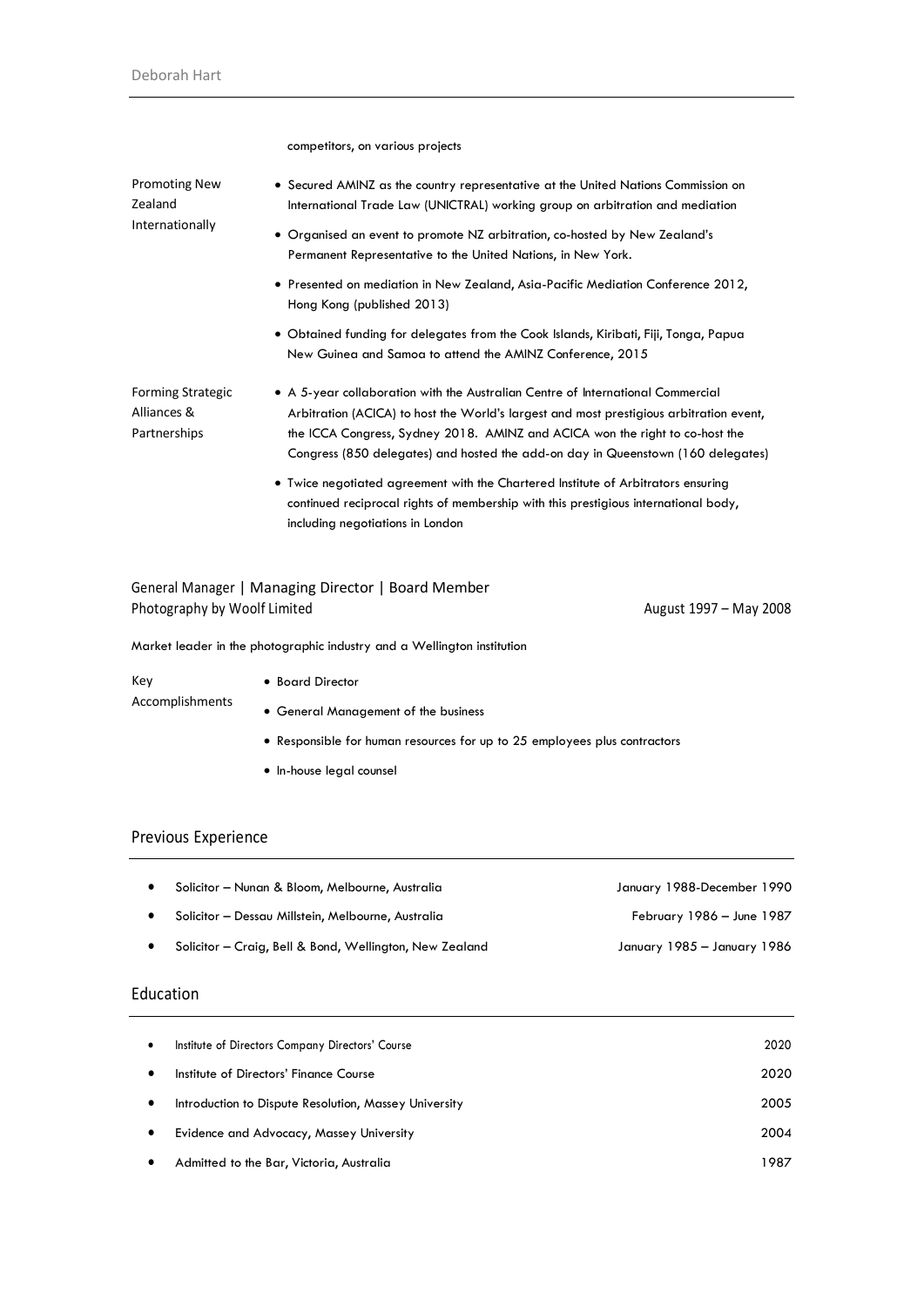competitors, on various projects

| | |
|---|---|
| Promoting New Zealand Internationally | • Secured AMINZ as the country representative at the United Nations Commission on International Trade Law (UNICTRAL) working group on arbitration and mediation<br>• Organised an event to promote NZ arbitration, co-hosted by New Zealand's Permanent Representative to the United Nations, in New York.<br>• Presented on mediation in New Zealand, Asia-Pacific Mediation Conference 2012, Hong Kong (published 2013)<br>• Obtained funding for delegates from the Cook Islands, Kiribati, Fiji, Tonga, Papua New Guinea and Samoa to attend the AMINZ Conference, 2015 |
| Forming Strategic Alliances & Partnerships | • A 5-year collaboration with the Australian Centre of International Commercial Arbitration (ACICA) to host the World's largest and most prestigious arbitration event, the ICCA Congress, Sydney 2018. AMINZ and ACICA won the right to co-host the Congress (850 delegates) and hosted the add-on day in Queenstown (160 delegates)<br>• Twice negotiated agreement with the Chartered Institute of Arbitrators ensuring continued reciprocal rights of membership with this prestigious international body, including negotiations in London |

### General Manager | Managing Director | Board Member

Photography by Woolf Limited — August 1997 – May 2008

Market leader in the photographic industry and a Wellington institution

Key Accomplishments

- Board Director
- General Management of the business
- Responsible for human resources for up to 25 employees plus contractors
- In-house legal counsel

## Previous Experience

- Solicitor – Nunan & Bloom, Melbourne, Australia — January 1988-December 1990
- Solicitor – Dessau Millstein, Melbourne, Australia — February 1986 – June 1987
- Solicitor – Craig, Bell & Bond, Wellington, New Zealand — January 1985 – January 1986

## Education

- Institute of Directors Company Directors' Course — 2020
- Institute of Directors' Finance Course — 2020
- Introduction to Dispute Resolution, Massey University — 2005
- Evidence and Advocacy, Massey University — 2004
- Admitted to the Bar, Victoria, Australia — 1987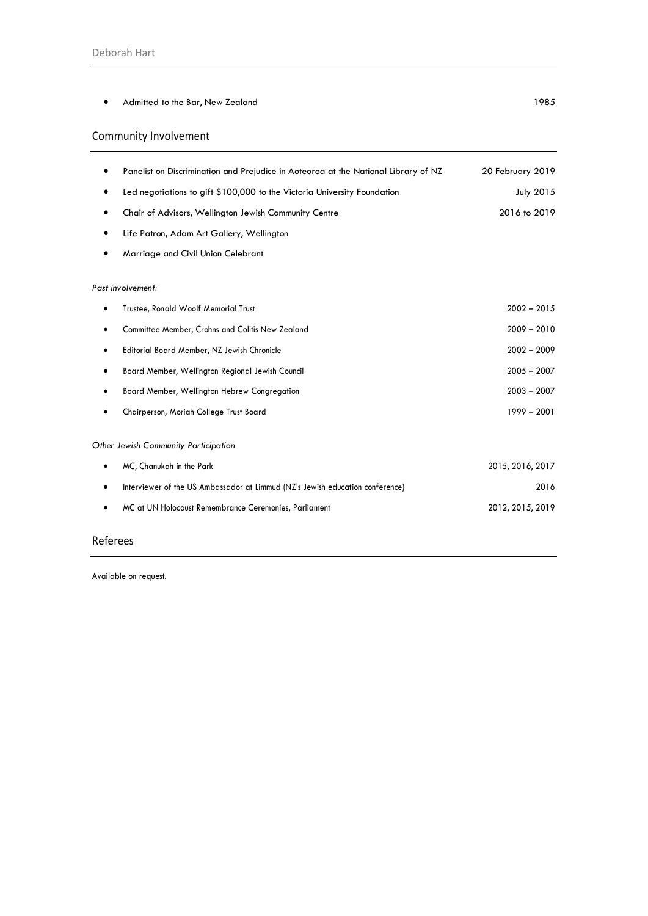- Admitted to the Bar, New Zealand 1985

## Community Involvement

- Panelist on Discrimination and Prejudice in Aoteoroa at the National Library of NZ 20 February 2019
- Led negotiations to gift $100,000 to the Victoria University Foundation July 2015
- Chair of Advisors, Wellington Jewish Community Centre 2016 to 2019
- Life Patron, Adam Art Gallery, Wellington
- Marriage and Civil Union Celebrant

*Past involvement:*

- Trustee, Ronald Woolf Memorial Trust 2002 – 2015
- Committee Member, Crohns and Colitis New Zealand 2009 – 2010
- Editorial Board Member, NZ Jewish Chronicle 2002 – 2009
- Board Member, Wellington Regional Jewish Council 2005 – 2007
- Board Member, Wellington Hebrew Congregation 2003 – 2007
- Chairperson, Moriah College Trust Board 1999 – 2001

*Other Jewish Community Participation*

- MC, Chanukah in the Park 2015, 2016, 2017
- Interviewer of the US Ambassador at Limmud (NZ's Jewish education conference) 2016
- MC at UN Holocaust Remembrance Ceremonies, Parliament 2012, 2015, 2019

## Referees

Available on request.